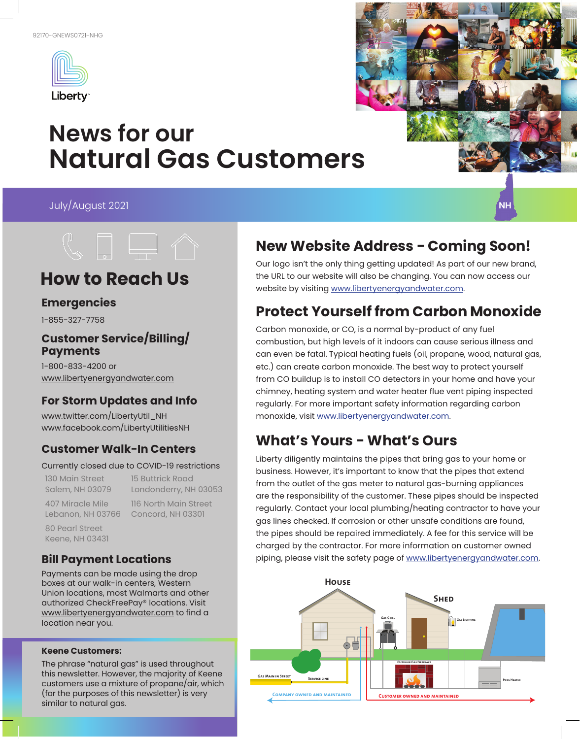92170-GNEWS0721-NHG

Liberty

# News for our Natural Gas Customers

July/August 2021

NH

## How to Reach Us

### Emergencies

1-855-327-7758

### Customer Service/Billing/ Payments

1-800-833-4200 or
www.libertyenergyandwater.com

### For Storm Updates and Info

www.twitter.com/LibertyUtil_NH
www.facebook.com/LibertyUtilitiesNH

### Customer Walk-In Centers

Currently closed due to COVID-19 restrictions

130 Main Street
Salem, NH 03079

15 Buttrick Road
Londonderry, NH 03053

407 Miracle Mile
Lebanon, NH 03766

116 North Main Street
Concord, NH 03301

80 Pearl Street
Keene, NH 03431

### Bill Payment Locations

Payments can be made using the drop boxes at our walk-in centers, Western Union locations, most Walmarts and other authorized CheckFreePay® locations. Visit www.libertyenergyandwater.com to find a location near you.

**Keene Customers:**

The phrase "natural gas" is used throughout this newsletter. However, the majority of Keene customers use a mixture of propane/air, which (for the purposes of this newsletter) is very similar to natural gas.

## New Website Address - Coming Soon!

Our logo isn't the only thing getting updated! As part of our new brand, the URL to our website will also be changing. You can now access our website by visiting www.libertyenergyandwater.com.

## Protect Yourself from Carbon Monoxide

Carbon monoxide, or CO, is a normal by-product of any fuel combustion, but high levels of it indoors can cause serious illness and can even be fatal. Typical heating fuels (oil, propane, wood, natural gas, etc.) can create carbon monoxide. The best way to protect yourself from CO buildup is to install CO detectors in your home and have your chimney, heating system and water heater flue vent piping inspected regularly. For more important safety information regarding carbon monoxide, visit www.libertyenergyandwater.com.

## What's Yours - What's Ours

Liberty diligently maintains the pipes that bring gas to your home or business. However, it's important to know that the pipes that extend from the outlet of the gas meter to natural gas-burning appliances are the responsibility of the customer. These pipes should be inspected regularly. Contact your local plumbing/heating contractor to have your gas lines checked. If corrosion or other unsafe conditions are found, the pipes should be repaired immediately. A fee for this service will be charged by the contractor. For more information on customer owned piping, please visit the safety page of www.libertyenergyandwater.com.

House — Shed — Gas Grill — Gas Lighting — Outdoor Gas Fireplace — Pool Heater — Gas Main in Street — Service Line — Company owned and maintained — Customer owned and maintained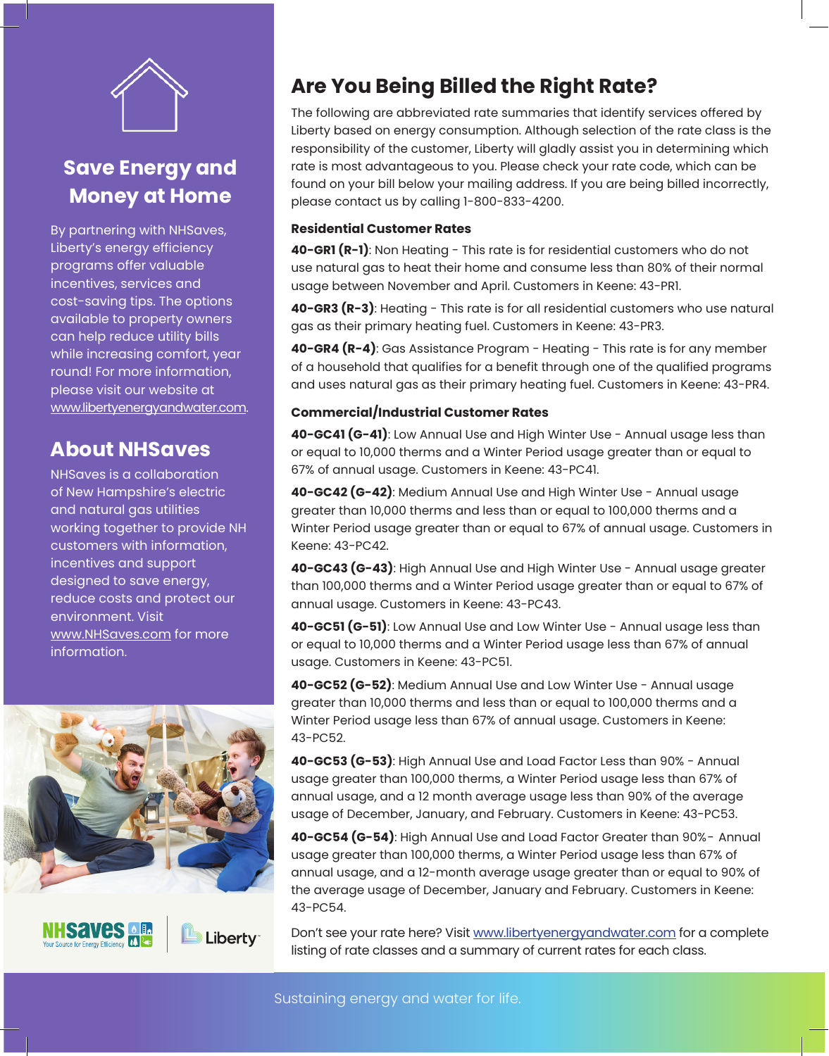## Save Energy and Money at Home

By partnering with NHSaves, Liberty's energy efficiency programs offer valuable incentives, services and cost-saving tips. The options available to property owners can help reduce utility bills while increasing comfort, year round! For more information, please visit our website at www.libertyenergyandwater.com.

## About NHSaves

NHSaves is a collaboration of New Hampshire's electric and natural gas utilities working together to provide NH customers with information, incentives and support designed to save energy, reduce costs and protect our environment. Visit www.NHSaves.com for more information.

NHSaves Your Source for Energy Efficiency

Liberty

# Are You Being Billed the Right Rate?

The following are abbreviated rate summaries that identify services offered by Liberty based on energy consumption. Although selection of the rate class is the responsibility of the customer, Liberty will gladly assist you in determining which rate is most advantageous to you. Please check your rate code, which can be found on your bill below your mailing address. If you are being billed incorrectly, please contact us by calling 1-800-833-4200.

### Residential Customer Rates

**40-GR1 (R-1)**: Non Heating - This rate is for residential customers who do not use natural gas to heat their home and consume less than 80% of their normal usage between November and April. Customers in Keene: 43-PR1.

**40-GR3 (R-3)**: Heating - This rate is for all residential customers who use natural gas as their primary heating fuel. Customers in Keene: 43-PR3.

**40-GR4 (R-4)**: Gas Assistance Program - Heating - This rate is for any member of a household that qualifies for a benefit through one of the qualified programs and uses natural gas as their primary heating fuel. Customers in Keene: 43-PR4.

### Commercial/Industrial Customer Rates

**40-GC41 (G-41)**: Low Annual Use and High Winter Use - Annual usage less than or equal to 10,000 therms and a Winter Period usage greater than or equal to 67% of annual usage. Customers in Keene: 43-PC41.

**40-GC42 (G-42)**: Medium Annual Use and High Winter Use - Annual usage greater than 10,000 therms and less than or equal to 100,000 therms and a Winter Period usage greater than or equal to 67% of annual usage. Customers in Keene: 43-PC42.

**40-GC43 (G-43)**: High Annual Use and High Winter Use - Annual usage greater than 100,000 therms and a Winter Period usage greater than or equal to 67% of annual usage. Customers in Keene: 43-PC43.

**40-GC51 (G-51)**: Low Annual Use and Low Winter Use - Annual usage less than or equal to 10,000 therms and a Winter Period usage less than 67% of annual usage. Customers in Keene: 43-PC51.

**40-GC52 (G-52)**: Medium Annual Use and Low Winter Use - Annual usage greater than 10,000 therms and less than or equal to 100,000 therms and a Winter Period usage less than 67% of annual usage. Customers in Keene: 43-PC52.

**40-GC53 (G-53)**: High Annual Use and Load Factor Less than 90% - Annual usage greater than 100,000 therms, a Winter Period usage less than 67% of annual usage, and a 12 month average usage less than 90% of the average usage of December, January, and February. Customers in Keene: 43-PC53.

**40-GC54 (G-54)**: High Annual Use and Load Factor Greater than 90%- Annual usage greater than 100,000 therms, a Winter Period usage less than 67% of annual usage, and a 12-month average usage greater than or equal to 90% of the average usage of December, January and February. Customers in Keene: 43-PC54.

Don't see your rate here? Visit www.libertyenergyandwater.com for a complete listing of rate classes and a summary of current rates for each class.

Sustaining energy and water for life.